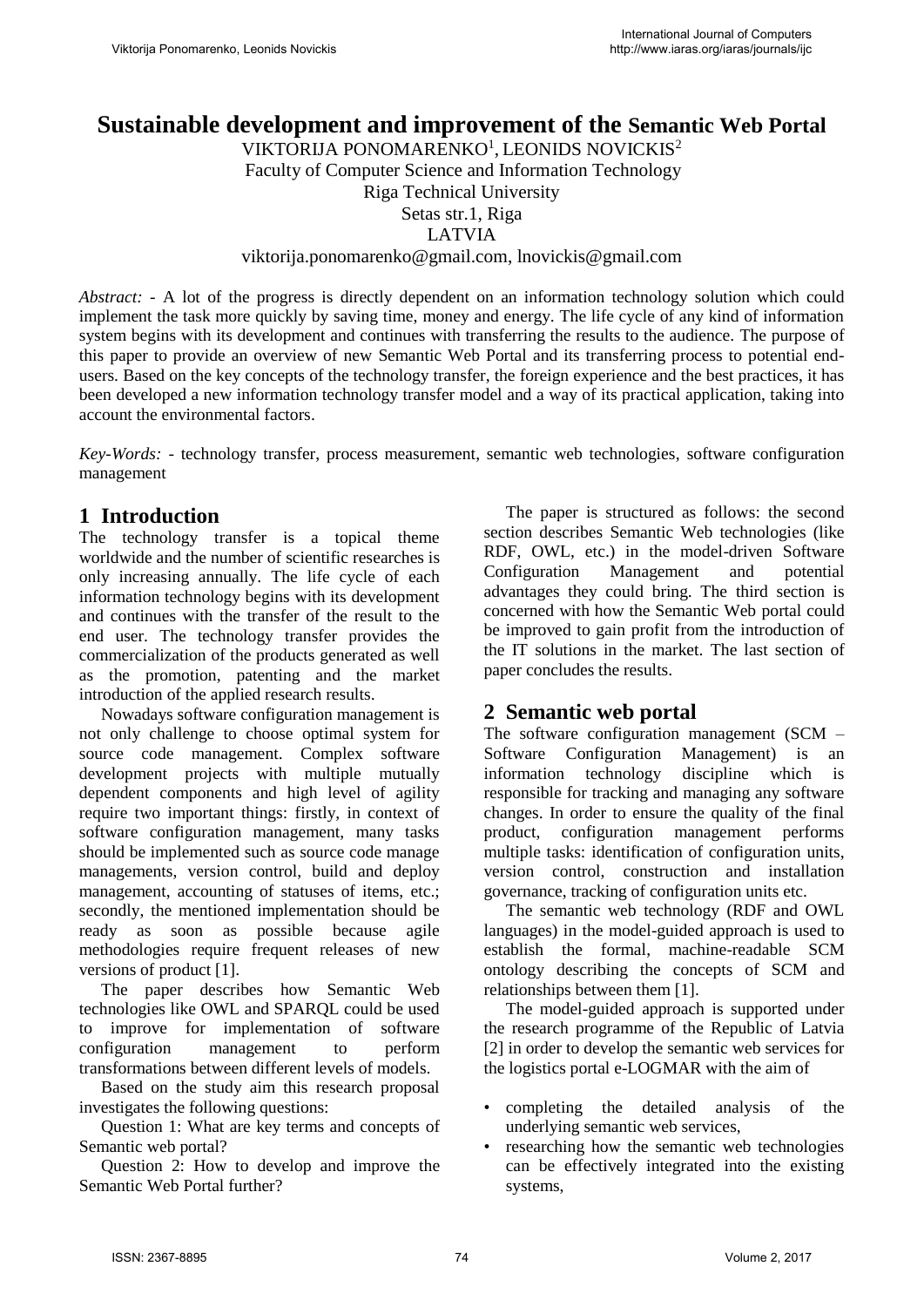# Sustainable development and improvement of the Semantic Web Portal

VIKTORIJA PONOMARENKO[1], LEONIDS NOVICKIS[2]
Faculty of Computer Science and Information Technology
Riga Technical University
Setas str.1, Riga
LATVIA
viktorija.ponomarenko@gmail.com, lnovickis@gmail.com

*Abstract:* - A lot of the progress is directly dependent on an information technology solution which could implement the task more quickly by saving time, money and energy. The life cycle of any kind of information system begins with its development and continues with transferring the results to the audience. The purpose of this paper to provide an overview of new Semantic Web Portal and its transferring process to potential end-users. Based on the key concepts of the technology transfer, the foreign experience and the best practices, it has been developed a new information technology transfer model and a way of its practical application, taking into account the environmental factors.

*Key-Words:* - technology transfer, process measurement, semantic web technologies, software configuration management

## 1 Introduction

The technology transfer is a topical theme worldwide and the number of scientific researches is only increasing annually. The life cycle of each information technology begins with its development and continues with the transfer of the result to the end user. The technology transfer provides the commercialization of the products generated as well as the promotion, patenting and the market introduction of the applied research results.

Nowadays software configuration management is not only challenge to choose optimal system for source code management. Complex software development projects with multiple mutually dependent components and high level of agility require two important things: firstly, in context of software configuration management, many tasks should be implemented such as source code manage managements, version control, build and deploy management, accounting of statuses of items, etc.; secondly, the mentioned implementation should be ready as soon as possible because agile methodologies require frequent releases of new versions of product [1].

The paper describes how Semantic Web technologies like OWL and SPARQL could be used to improve for implementation of software configuration management to perform transformations between different levels of models.

Based on the study aim this research proposal investigates the following questions:

Question 1: What are key terms and concepts of Semantic web portal?

Question 2: How to develop and improve the Semantic Web Portal further?

The paper is structured as follows: the second section describes Semantic Web technologies (like RDF, OWL, etc.) in the model-driven Software Configuration Management and potential advantages they could bring. The third section is concerned with how the Semantic Web portal could be improved to gain profit from the introduction of the IT solutions in the market. The last section of paper concludes the results.

## 2 Semantic web portal

The software configuration management (SCM – Software Configuration Management) is an information technology discipline which is responsible for tracking and managing any software changes. In order to ensure the quality of the final product, configuration management performs multiple tasks: identification of configuration units, version control, construction and installation governance, tracking of configuration units etc.

The semantic web technology (RDF and OWL languages) in the model-guided approach is used to establish the formal, machine-readable SCM ontology describing the concepts of SCM and relationships between them [1].

The model-guided approach is supported under the research programme of the Republic of Latvia [2] in order to develop the semantic web services for the logistics portal e-LOGMAR with the aim of

- completing the detailed analysis of the underlying semantic web services,
- researching how the semantic web technologies can be effectively integrated into the existing systems,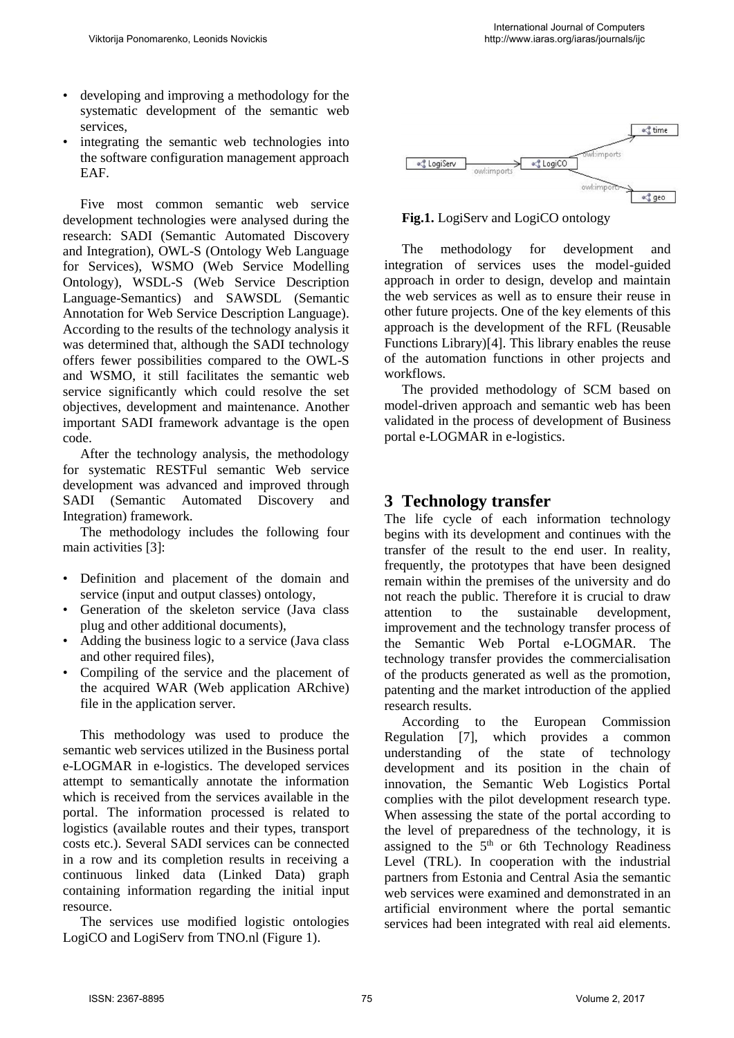- developing and improving a methodology for the systematic development of the semantic web services,
- integrating the semantic web technologies into the software configuration management approach EAF.

Five most common semantic web service development technologies were analysed during the research: SADI (Semantic Automated Discovery and Integration), OWL-S (Ontology Web Language for Services), WSMO (Web Service Modelling Ontology), WSDL-S (Web Service Description Language-Semantics) and SAWSDL (Semantic Annotation for Web Service Description Language). According to the results of the technology analysis it was determined that, although the SADI technology offers fewer possibilities compared to the OWL-S and WSMO, it still facilitates the semantic web service significantly which could resolve the set objectives, development and maintenance. Another important SADI framework advantage is the open code.

After the technology analysis, the methodology for systematic RESTFul semantic Web service development was advanced and improved through SADI (Semantic Automated Discovery and Integration) framework.

The methodology includes the following four main activities [3]:

- Definition and placement of the domain and service (input and output classes) ontology,
- Generation of the skeleton service (Java class plug and other additional documents),
- Adding the business logic to a service (Java class and other required files),
- Compiling of the service and the placement of the acquired WAR (Web application ARchive) file in the application server.

This methodology was used to produce the semantic web services utilized in the Business portal e-LOGMAR in e-logistics. The developed services attempt to semantically annotate the information which is received from the services available in the portal. The information processed is related to logistics (available routes and their types, transport costs etc.). Several SADI services can be connected in a row and its completion results in receiving a continuous linked data (Linked Data) graph containing information regarding the initial input resource.

The services use modified logistic ontologies LogiCO and LogiServ from TNO.nl (Figure 1).

LogiServ
owl:imports
LogiCO
owl:imports
time
owl:imports
geo

**Fig.1.** LogiServ and LogiCO ontology

The methodology for development and integration of services uses the model-guided approach in order to design, develop and maintain the web services as well as to ensure their reuse in other future projects. One of the key elements of this approach is the development of the RFL (Reusable Functions Library)[4]. This library enables the reuse of the automation functions in other projects and workflows.

The provided methodology of SCM based on model-driven approach and semantic web has been validated in the process of development of Business portal e-LOGMAR in e-logistics.

## 3 Technology transfer

The life cycle of each information technology begins with its development and continues with the transfer of the result to the end user. In reality, frequently, the prototypes that have been designed remain within the premises of the university and do not reach the public. Therefore it is crucial to draw attention to the sustainable development, improvement and the technology transfer process of the Semantic Web Portal e-LOGMAR. The technology transfer provides the commercialisation of the products generated as well as the promotion, patenting and the market introduction of the applied research results.

According to the European Commission Regulation [7], which provides a common understanding of the state of technology development and its position in the chain of innovation, the Semantic Web Logistics Portal complies with the pilot development research type. When assessing the state of the portal according to the level of preparedness of the technology, it is assigned to the 5th or 6th Technology Readiness Level (TRL). In cooperation with the industrial partners from Estonia and Central Asia the semantic web services were examined and demonstrated in an artificial environment where the portal semantic services had been integrated with real aid elements.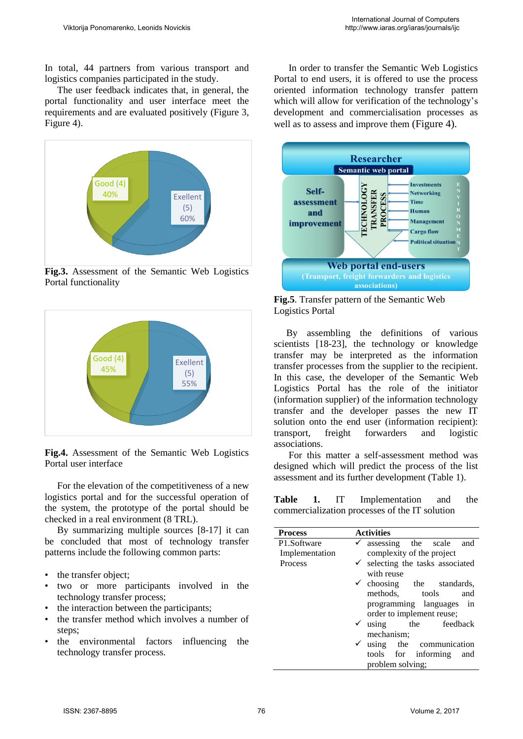In total, 44 partners from various transport and logistics companies participated in the study.

The user feedback indicates that, in general, the portal functionality and user interface meet the requirements and are evaluated positively (Figure 3, Figure 4).

Good (4)
40%

Exellent
(5)
60%

**Fig.3.** Assessment of the Semantic Web Logistics Portal functionality

Good (4)
45%

Exellent
(5)
55%

**Fig.4.** Assessment of the Semantic Web Logistics Portal user interface

For the elevation of the competitiveness of a new logistics portal and for the successful operation of the system, the prototype of the portal should be checked in a real environment (8 TRL).

By summarizing multiple sources [8-17] it can be concluded that most of technology transfer patterns include the following common parts:

- the transfer object;
- two or more participants involved in the technology transfer process;
- the interaction between the participants;
- the transfer method which involves a number of steps;
- the environmental factors influencing the technology transfer process.

In order to transfer the Semantic Web Logistics Portal to end users, it is offered to use the process oriented information technology transfer pattern which will allow for verification of the technology's development and commercialization processes as well as to assess and improve them (Figure 4).

Researcher
Semantic web portal

Self-assessment and improvement

TECHNOLOGY TRANSFER PROCESS

Investments
Networking
Time
Human
Management
Cargo flow
Political situation

ENVIRONMENT

Web portal end-users
(Transport, freight forwarders and logistics associations)

**Fig.5**. Transfer pattern of the Semantic Web Logistics Portal

By assembling the definitions of various scientists [18-23], the technology or knowledge transfer may be interpreted as the information transfer processes from the supplier to the recipient. In this case, the developer of the Semantic Web Logistics Portal has the role of the initiator (information supplier) of the information technology transfer and the developer passes the new IT solution onto the end user (information recipient): transport, freight forwarders and logistic associations.

For this matter a self-assessment method was designed which will predict the process of the list assessment and its further development (Table 1).

**Table 1.** IT Implementation and the commercialization processes of the IT solution

| Process | Activities |
|---|---|
| P1.Software Implementation Process | ✓ assessing the scale and complexity of the project<br>✓ selecting the tasks associated with reuse<br>✓ choosing the standards, methods, tools and programming languages in order to implement reuse;<br>✓ using the feedback mechanism;<br>✓ using the communication tools for informing and problem solving; |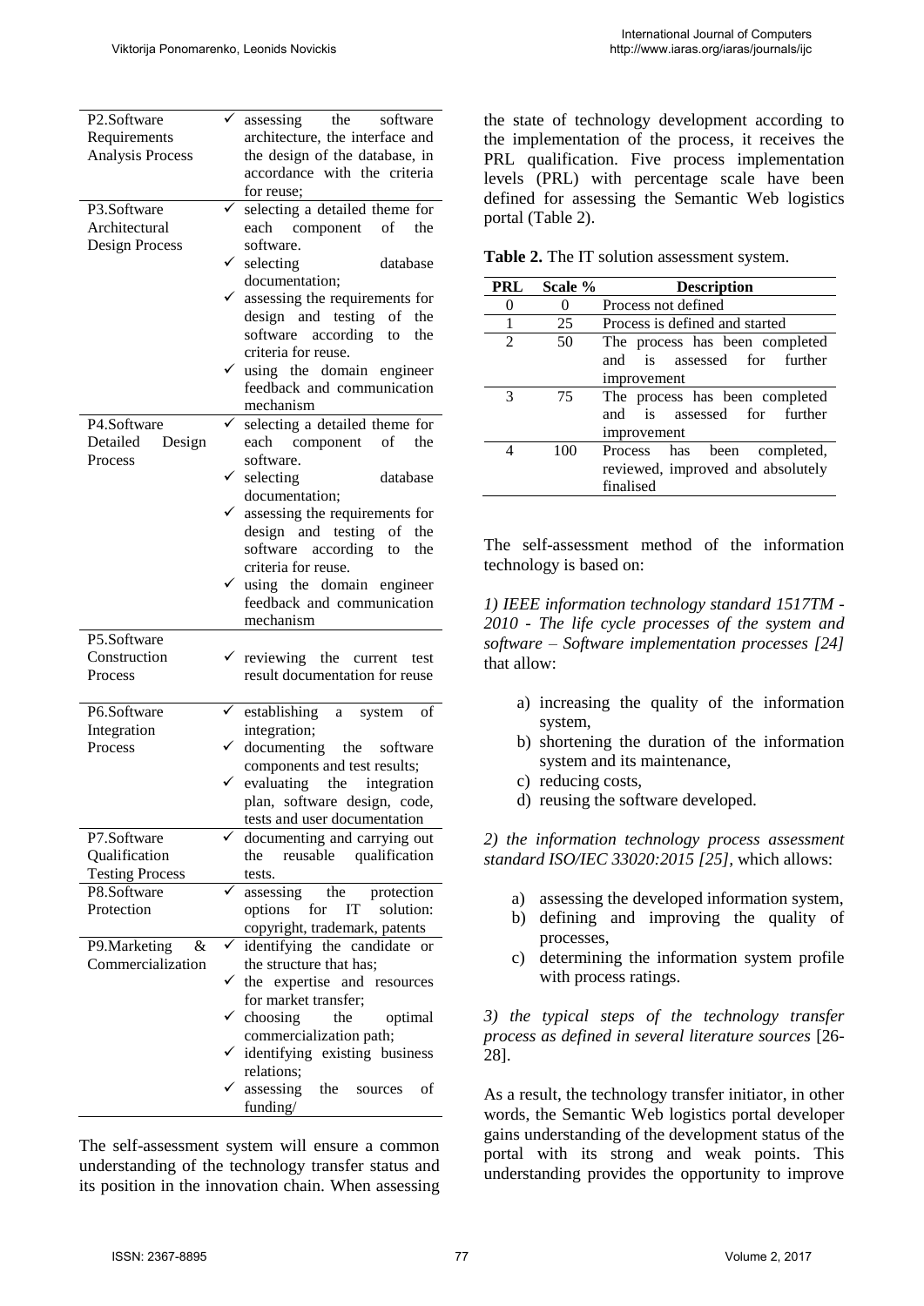| | |
|---|---|
| P2.Software Requirements Analysis Process | ✓ assessing the software architecture, the interface and the design of the database, in accordance with the criteria for reuse; |
| P3.Software Architectural Design Process | ✓ selecting a detailed theme for each component of the software.<br>✓ selecting database documentation;<br>✓ assessing the requirements for design and testing of the software according to the criteria for reuse.<br>✓ using the domain engineer feedback and communication mechanism |
| P4.Software Detailed Design Process | ✓ selecting a detailed theme for each component of the software.<br>✓ selecting database documentation;<br>✓ assessing the requirements for design and testing of the software according to the criteria for reuse.<br>✓ using the domain engineer feedback and communication mechanism |
| P5.Software Construction Process | ✓ reviewing the current test result documentation for reuse |
| P6.Software Integration Process | ✓ establishing a system of integration;<br>✓ documenting the software components and test results;<br>✓ evaluating the integration plan, software design, code, tests and user documentation |
| P7.Software Qualification Testing Process | ✓ documenting and carrying out the reusable qualification tests. |
| P8.Software Protection | ✓ assessing the protection options for IT solution: copyright, trademark, patents |
| P9.Marketing & Commercialization | ✓ identifying the candidate or the structure that has;<br>✓ the expertise and resources for market transfer;<br>✓ choosing the optimal commercialization path;<br>✓ identifying existing business relations;<br>✓ assessing the sources of funding/ |

The self-assessment system will ensure a common understanding of the technology transfer status and its position in the innovation chain. When assessing the state of technology development according to the implementation of the process, it receives the PRL qualification. Five process implementation levels (PRL) with percentage scale have been defined for assessing the Semantic Web logistics portal (Table 2).

**Table 2.** The IT solution assessment system.

| PRL | Scale % | Description |
|---|---|---|
| 0 | 0 | Process not defined |
| 1 | 25 | Process is defined and started |
| 2 | 50 | The process has been completed and is assessed for further improvement |
| 3 | 75 | The process has been completed and is assessed for further improvement |
| 4 | 100 | Process has been completed, reviewed, improved and absolutely finalised |

The self-assessment method of the information technology is based on:

*1) IEEE information technology standard 1517TM - 2010 - The life cycle processes of the system and software – Software implementation processes [24]* that allow:

a) increasing the quality of the information system,
b) shortening the duration of the information system and its maintenance,
c) reducing costs,
d) reusing the software developed.

*2) the information technology process assessment standard ISO/IEC 33020:2015 [25]*, which allows:

a) assessing the developed information system,
b) defining and improving the quality of processes,
c) determining the information system profile with process ratings.

*3) the typical steps of the technology transfer process as defined in several literature sources* [26-28].

As a result, the technology transfer initiator, in other words, the Semantic Web logistics portal developer gains understanding of the development status of the portal with its strong and weak points. This understanding provides the opportunity to improve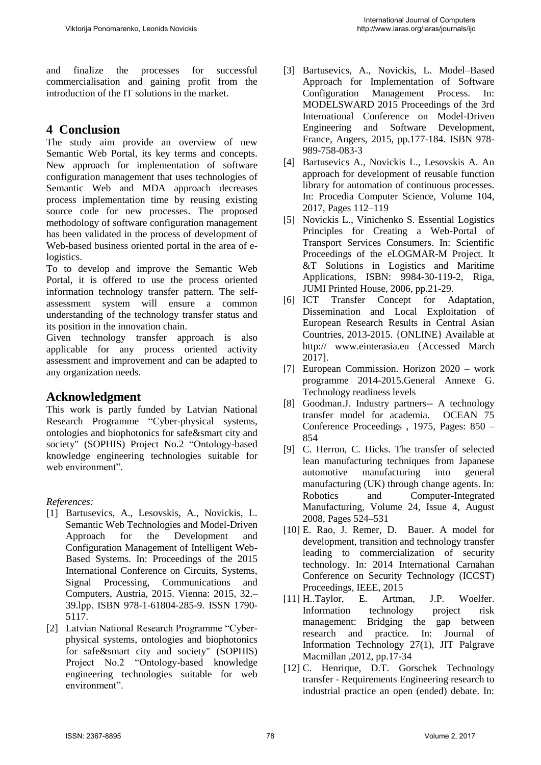and finalize the processes for successful commercialisation and gaining profit from the introduction of the IT solutions in the market.

## 4 Conclusion

The study aim provide an overview of new Semantic Web Portal, its key terms and concepts. New approach for implementation of software configuration management that uses technologies of Semantic Web and MDA approach decreases process implementation time by reusing existing source code for new processes. The proposed methodology of software configuration management has been validated in the process of development of Web-based business oriented portal in the area of e-logistics.

To to develop and improve the Semantic Web Portal, it is offered to use the process oriented information technology transfer pattern. The self-assessment system will ensure a common understanding of the technology transfer status and its position in the innovation chain.

Given technology transfer approach is also applicable for any process oriented activity assessment and improvement and can be adapted to any organization needs.

## Acknowledgment

This work is partly funded by Latvian National Research Programme "Cyber-physical systems, ontologies and biophotonics for safe&smart city and society" (SOPHIS) Project No.2 "Ontology-based knowledge engineering technologies suitable for web environment".

*References:*

[1] Bartusevics, A., Lesovskis, A., Novickis, L. Semantic Web Technologies and Model-Driven Approach for the Development and Configuration Management of Intelligent Web-Based Systems. In: Proceedings of the 2015 International Conference on Circuits, Systems, Signal Processing, Communications and Computers, Austria, 2015. Vienna: 2015, 32.–39.lpp. ISBN 978-1-61804-285-9. ISSN 1790-5117.

[2] Latvian National Research Programme "Cyber-physical systems, ontologies and biophotonics for safe&smart city and society" (SOPHIS) Project No.2 "Ontology-based knowledge engineering technologies suitable for web environment".

[3] Bartusevics, A., Novickis, L. Model–Based Approach for Implementation of Software Configuration Management Process. In: MODELSWARD 2015 Proceedings of the 3rd International Conference on Model-Driven Engineering and Software Development, France, Angers, 2015, pp.177-184. ISBN 978-989-758-083-3

[4] Bartusevics A., Novickis L., Lesovskis A. An approach for development of reusable function library for automation of continuous processes. In: Procedia Computer Science, Volume 104, 2017, Pages 112–119

[5] Novickis L., Vinichenko S. Essential Logistics Principles for Creating a Web-Portal of Transport Services Consumers. In: Scientific Proceedings of the eLOGMAR-M Project. It &T Solutions in Logistics and Maritime Applications, ISBN: 9984-30-119-2, Riga, JUMI Printed House, 2006, pp.21-29.

[6] ICT Transfer Concept for Adaptation, Dissemination and Local Exploitation of European Research Results in Central Asian Countries, 2013-2015. {ONLINE} Available at http:// www.einterasia.eu {Accessed March 2017].

[7] European Commission. Horizon 2020 – work programme 2014-2015.General Annexe G. Technology readiness levels

[8] Goodman.J. Industry partners-- A technology transfer model for academia. OCEAN 75 Conference Proceedings , 1975, Pages: 850 – 854

[9] C. Herron, C. Hicks. The transfer of selected lean manufacturing techniques from Japanese automotive manufacturing into general manufacturing (UK) through change agents. In: Robotics and Computer-Integrated Manufacturing, Volume 24, Issue 4, August 2008, Pages 524–531

[10] E. Rao, J. Remer, D. Bauer. A model for development, transition and technology transfer leading to commercialization of security technology. In: 2014 International Carnahan Conference on Security Technology (ICCST) Proceedings, IEEE, 2015

[11] H..Taylor, E. Artman, J.P. Woelfer. Information technology project risk management: Bridging the gap between research and practice. In: Journal of Information Technology 27(1), JIT Palgrave Macmillan ,2012, pp.17-34

[12] C. Henrique, D.T. Gorschek Technology transfer - Requirements Engineering research to industrial practice an open (ended) debate. In: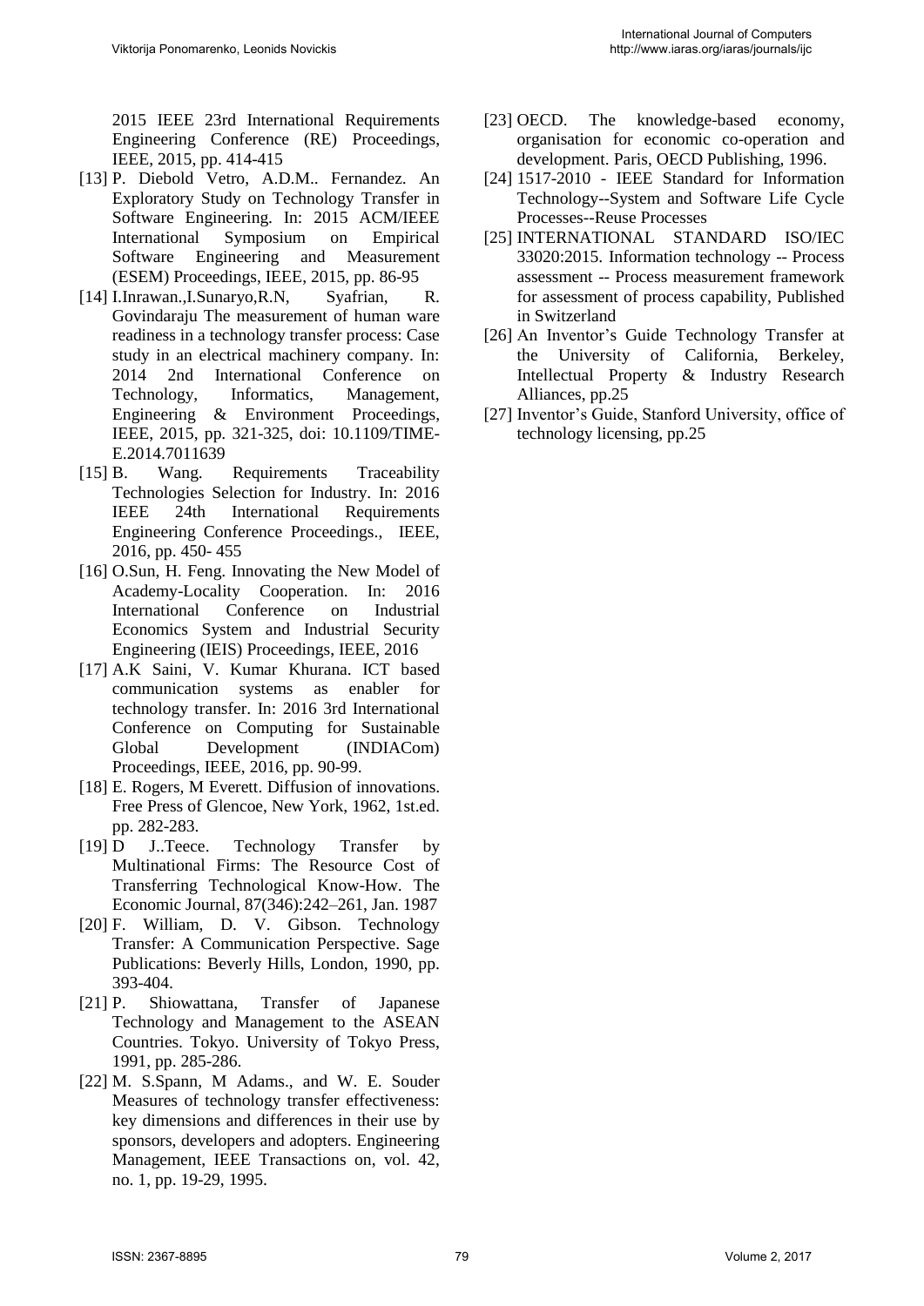2015 IEEE 23rd International Requirements Engineering Conference (RE) Proceedings, IEEE, 2015, pp. 414-415

[13] P. Diebold Vetro, A.D.M.. Fernandez. An Exploratory Study on Technology Transfer in Software Engineering. In: 2015 ACM/IEEE International Symposium on Empirical Software Engineering and Measurement (ESEM) Proceedings, IEEE, 2015, pp. 86-95

[14] I.Inrawan.,I.Sunaryo,R.N, Syafrian, R. Govindaraju The measurement of human ware readiness in a technology transfer process: Case study in an electrical machinery company. In: 2014 2nd International Conference on Technology, Informatics, Management, Engineering & Environment Proceedings, IEEE, 2015, pp. 321-325, doi: 10.1109/TIME-E.2014.7011639

[15] B. Wang. Requirements Traceability Technologies Selection for Industry. In: 2016 IEEE 24th International Requirements Engineering Conference Proceedings., IEEE, 2016, pp. 450- 455

[16] O.Sun, H. Feng. Innovating the New Model of Academy-Locality Cooperation. In: 2016 International Conference on Industrial Economics System and Industrial Security Engineering (IEIS) Proceedings, IEEE, 2016

[17] A.K Saini, V. Kumar Khurana. ICT based communication systems as enabler for technology transfer. In: 2016 3rd International Conference on Computing for Sustainable Global Development (INDIACom) Proceedings, IEEE, 2016, pp. 90-99.

[18] E. Rogers, M Everett. Diffusion of innovations. Free Press of Glencoe, New York, 1962, 1st.ed. pp. 282-283.

[19] D J..Teece. Technology Transfer by Multinational Firms: The Resource Cost of Transferring Technological Know-How. The Economic Journal, 87(346):242–261, Jan. 1987

[20] F. William, D. V. Gibson. Technology Transfer: A Communication Perspective. Sage Publications: Beverly Hills, London, 1990, pp. 393-404.

[21] P. Shiowattana, Transfer of Japanese Technology and Management to the ASEAN Countries. Tokyo. University of Tokyo Press, 1991, pp. 285-286.

[22] M. S.Spann, M Adams., and W. E. Souder Measures of technology transfer effectiveness: key dimensions and differences in their use by sponsors, developers and adopters. Engineering Management, IEEE Transactions on, vol. 42, no. 1, pp. 19-29, 1995.

[23] OECD. The knowledge-based economy, organisation for economic co-operation and development. Paris, OECD Publishing, 1996.

[24] 1517-2010 - IEEE Standard for Information Technology--System and Software Life Cycle Processes--Reuse Processes

[25] INTERNATIONAL STANDARD ISO/IEC 33020:2015. Information technology -- Process assessment -- Process measurement framework for assessment of process capability, Published in Switzerland

[26] An Inventor's Guide Technology Transfer at the University of California, Berkeley, Intellectual Property & Industry Research Alliances, pp.25

[27] Inventor's Guide, Stanford University, office of technology licensing, pp.25